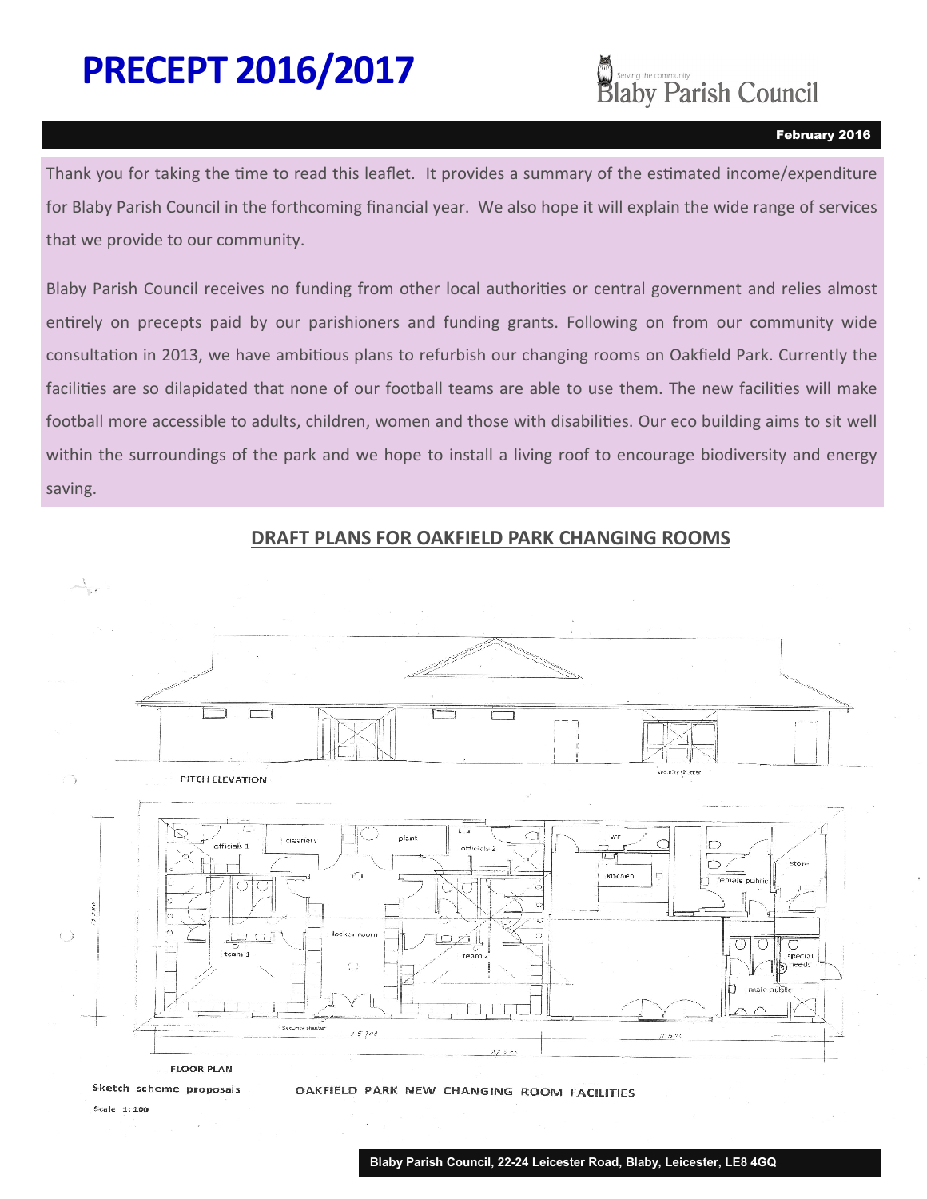# PRECEPT 2016/2017

Serving the community
Blaby Parish Council

February 2016

Thank you for taking the time to read this leaflet. It provides a summary of the estimated income/expenditure for Blaby Parish Council in the forthcoming financial year. We also hope it will explain the wide range of services that we provide to our community.

Blaby Parish Council receives no funding from other local authorities or central government and relies almost entirely on precepts paid by our parishioners and funding grants. Following on from our community wide consultation in 2013, we have ambitious plans to refurbish our changing rooms on Oakfield Park. Currently the facilities are so dilapidated that none of our football teams are able to use them. The new facilities will make football more accessible to adults, children, women and those with disabilities. Our eco building aims to sit well within the surroundings of the park and we hope to install a living roof to encourage biodiversity and energy saving.

## DRAFT PLANS FOR OAKFIELD PARK CHANGING ROOMS

PITCH ELEVATION

FLOOR PLAN

Sketch scheme proposals

Scale 1:100

OAKFIELD PARK NEW CHANGING ROOM FACILITIES

Blaby Parish Council, 22-24 Leicester Road, Blaby, Leicester, LE8 4GQ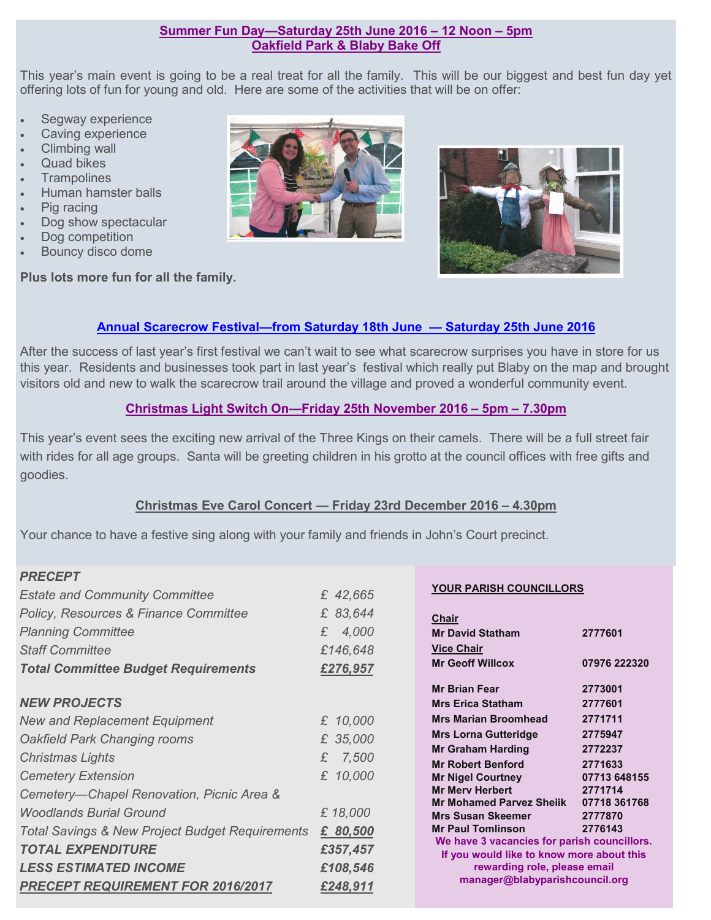## Summer Fun Day—Saturday 25th June 2016 – 12 Noon – 5pm
## Oakfield Park & Blaby Bake Off

This year's main event is going to be a real treat for all the family. This will be our biggest and best fun day yet offering lots of fun for young and old. Here are some of the activities that will be on offer:

- Segway experience
- Caving experience
- Climbing wall
- Quad bikes
- Trampolines
- Human hamster balls
- Pig racing
- Dog show spectacular
- Dog competition
- Bouncy disco dome

**Plus lots more fun for all the family.**

## Annual Scarecrow Festival—from Saturday 18th June — Saturday 25th June 2016

After the success of last year's first festival we can't wait to see what scarecrow surprises you have in store for us this year. Residents and businesses took part in last year's festival which really put Blaby on the map and brought visitors old and new to walk the scarecrow trail around the village and proved a wonderful community event.

## Christmas Light Switch On—Friday 25th November 2016 – 5pm – 7.30pm

This year's event sees the exciting new arrival of the Three Kings on their camels. There will be a full street fair with rides for all age groups. Santa will be greeting children in his grotto at the council offices with free gifts and goodies.

## Christmas Eve Carol Concert — Friday 23rd December 2016 – 4.30pm

Your chance to have a festive sing along with your family and friends in John's Court precinct.

| | |
|---|---|
| ***PRECEPT*** | |
| *Estate and Community Committee* | *£ 42,665* |
| *Policy, Resources & Finance Committee* | *£ 83,644* |
| *Planning Committee* | *£ 4,000* |
| *Staff Committee* | *£146,648* |
| ***Total Committee Budget Requirements*** | ***£276,957*** |
| ***NEW PROJECTS*** | |
| *New and Replacement Equipment* | *£ 10,000* |
| *Oakfield Park Changing rooms* | *£ 35,000* |
| *Christmas Lights* | *£ 7,500* |
| *Cemetery Extension* | *£ 10,000* |
| *Cemetery—Chapel Renovation, Picnic Area & Woodlands Burial Ground* | *£ 18,000* |
| *Total Savings & New Project Budget Requirements* | ***£ 80,500*** |
| ***TOTAL EXPENDITURE*** | ***£357,457*** |
| ***LESS ESTIMATED INCOME*** | ***£108,546*** |
| ***PRECEPT REQUIREMENT FOR 2016/2017*** | ***£248,911*** |

**YOUR PARISH COUNCILLORS**

| | |
|---|---|
| **Chair** | |
| **Mr David Statham** | **2777601** |
| **Vice Chair** | |
| **Mr Geoff Willcox** | **07976 222320** |
| **Mr Brian Fear** | **2773001** |
| **Mrs Erica Statham** | **2777601** |
| **Mrs Marian Broomhead** | **2771711** |
| **Mrs Lorna Gutteridge** | **2775947** |
| **Mr Graham Harding** | **2772237** |
| **Mr Robert Benford** | **2771633** |
| **Mr Nigel Courtney** | **07713 648155** |
| **Mr Merv Herbert** | **2771714** |
| **Mr Mohamed Parvez Sheiik** | **07718 361768** |
| **Mrs Susan Skeemer** | **2777870** |
| **Mr Paul Tomlinson** | **2776143** |

**We have 3 vacancies for parish councillors. If you would like to know more about this rewarding role, please email manager@blabyparishcouncil.org**